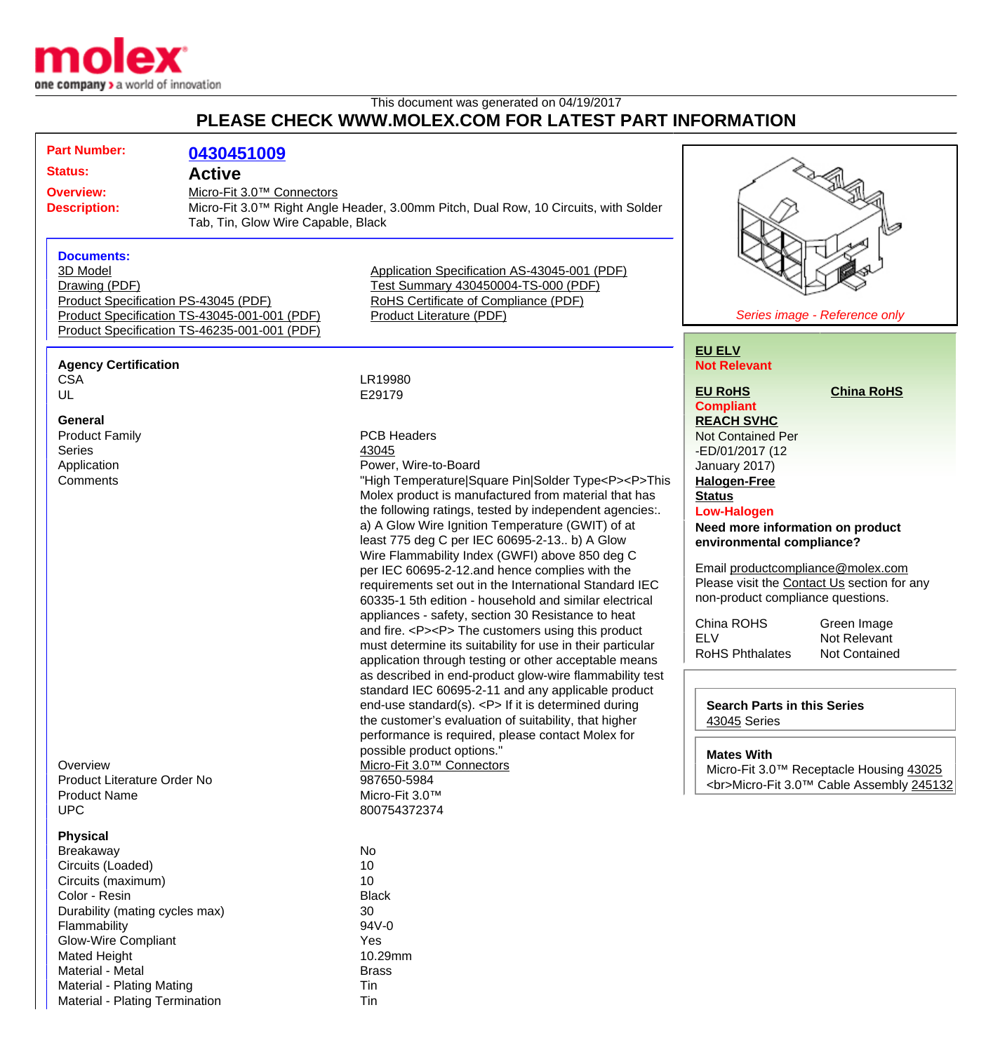This document was generated on 04/19/2017

# PLEASE CHECK WWW.MOLEX.COM FOR LATEST PART INFORMATION

**Part Number:** 0430451009

**Status:** Active

**Overview:** Micro-Fit 3.0™ Connectors

**Description:** Micro-Fit 3.0™ Right Angle Header, 3.00mm Pitch, Dual Row, 10 Circuits, with Solder Tab, Tin, Glow Wire Capable, Black

### Documents:

- 3D Model
- Drawing (PDF)
- Product Specification PS-43045 (PDF)
- Product Specification TS-43045-001-001 (PDF)
- Product Specification TS-46235-001-001 (PDF)
- Application Specification AS-43045-001 (PDF)
- Test Summary 430450004-TS-000 (PDF)
- RoHS Certificate of Compliance (PDF)
- Product Literature (PDF)

*Series image - Reference only*

**EU ELV**
Not Relevant

**EU RoHS**
Compliant

**China RoHS**

**REACH SVHC**
Not Contained Per -ED/01/2017 (12 January 2017)

**Halogen-Free Status**
Low-Halogen

**Need more information on product environmental compliance?**

Email productcompliance@molex.com
Please visit the Contact Us section for any non-product compliance questions.

| | |
|---|---|
| China ROHS | Green Image |
| ELV | Not Relevant |
| RoHS Phthalates | Not Contained |

**Search Parts in this Series**
43045 Series

**Mates With**
Micro-Fit 3.0™ Receptacle Housing 43025 <br>Micro-Fit 3.0™ Cable Assembly 245132

### Agency Certification

| | |
|---|---|
| CSA | LR19980 |
| UL | E29179 |

### General

| | |
|---|---|
| Product Family | PCB Headers |
| Series | 43045 |
| Application | Power, Wire-to-Board |
| Comments | "High Temperature\|Square Pin\|Solder Type<P><P>This Molex product is manufactured from material that has the following ratings, tested by independent agencies:. a) A Glow Wire Ignition Temperature (GWIT) of at least 775 deg C per IEC 60695-2-13.. b) A Glow Wire Flammability Index (GWFI) above 850 deg C per IEC 60695-2-12.and hence complies with the requirements set out in the International Standard IEC 60335-1 5th edition - household and similar electrical appliances - safety, section 30 Resistance to heat and fire. <P><P> The customers using this product must determine its suitability for use in their particular application through testing or other acceptable means as described in end-product glow-wire flammability test standard IEC 60695-2-11 and any applicable product end-use standard(s). <P> If it is determined during the customer's evaluation of suitability, that higher performance is required, please contact Molex for possible product options." |
| Overview | Micro-Fit 3.0™ Connectors |
| Product Literature Order No | 987650-5984 |
| Product Name | Micro-Fit 3.0™ |
| UPC | 800754372374 |

### Physical

| | |
|---|---|
| Breakaway | No |
| Circuits (Loaded) | 10 |
| Circuits (maximum) | 10 |
| Color - Resin | Black |
| Durability (mating cycles max) | 30 |
| Flammability | 94V-0 |
| Glow-Wire Compliant | Yes |
| Mated Height | 10.29mm |
| Material - Metal | Brass |
| Material - Plating Mating | Tin |
| Material - Plating Termination | Tin |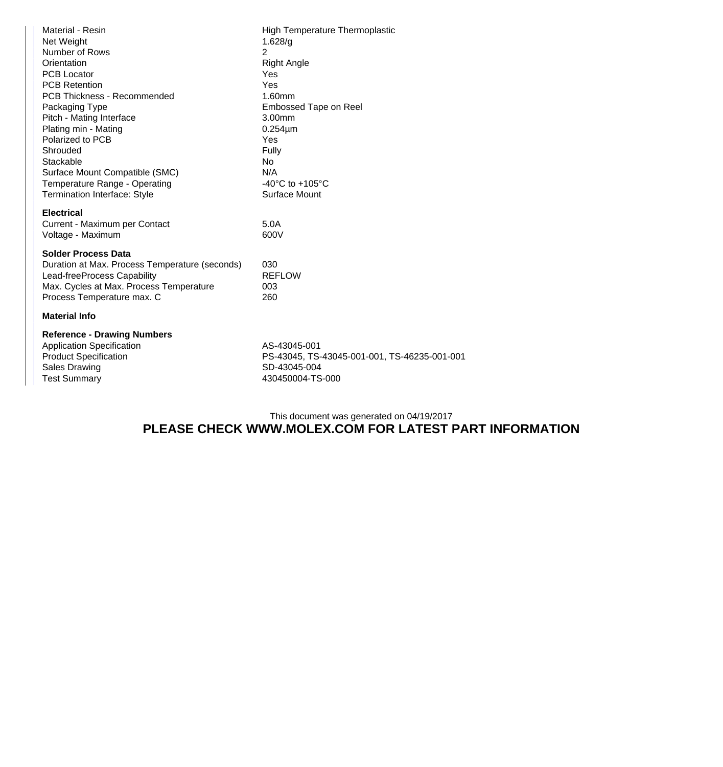| | |
|---|---|
| Material - Resin | High Temperature Thermoplastic |
| Net Weight | 1.628/g |
| Number of Rows | 2 |
| Orientation | Right Angle |
| PCB Locator | Yes |
| PCB Retention | Yes |
| PCB Thickness - Recommended | 1.60mm |
| Packaging Type | Embossed Tape on Reel |
| Pitch - Mating Interface | 3.00mm |
| Plating min - Mating | 0.254µm |
| Polarized to PCB | Yes |
| Shrouded | Fully |
| Stackable | No |
| Surface Mount Compatible (SMC) | N/A |
| Temperature Range - Operating | -40°C to +105°C |
| Termination Interface: Style | Surface Mount |

**Electrical**

| | |
|---|---|
| Current - Maximum per Contact | 5.0A |
| Voltage - Maximum | 600V |

**Solder Process Data**

| | |
|---|---|
| Duration at Max. Process Temperature (seconds) | 030 |
| Lead-freeProcess Capability | REFLOW |
| Max. Cycles at Max. Process Temperature | 003 |
| Process Temperature max. C | 260 |

**Material Info**

**Reference - Drawing Numbers**

| | |
|---|---|
| Application Specification | AS-43045-001 |
| Product Specification | PS-43045, TS-43045-001-001, TS-46235-001-001 |
| Sales Drawing | SD-43045-004 |
| Test Summary | 430450004-TS-000 |

This document was generated on 04/19/2017

**PLEASE CHECK WWW.MOLEX.COM FOR LATEST PART INFORMATION**